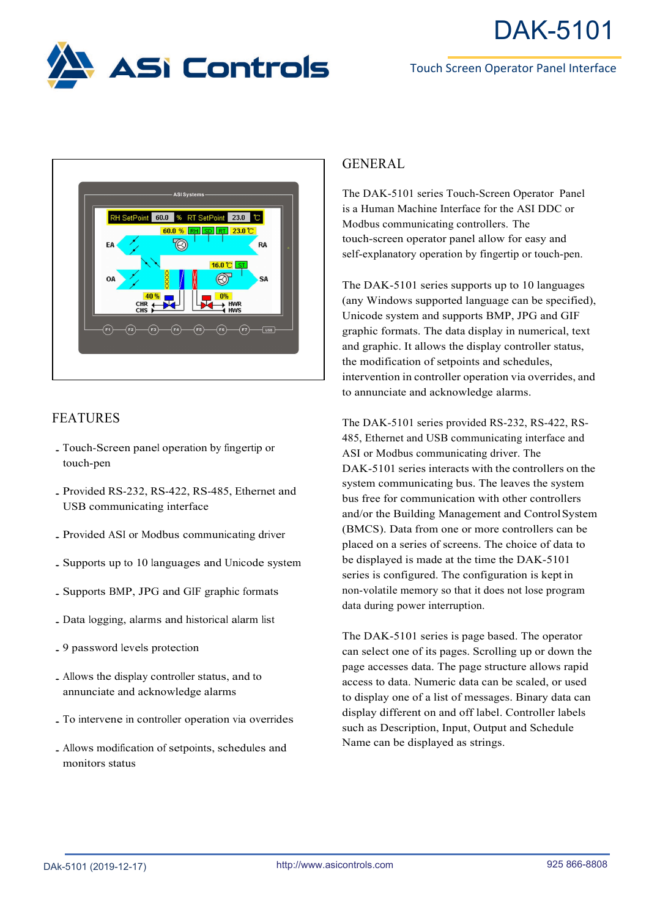# DAK-5101

Touch Screen Operator Panel Interface

## FEATURES

- Touch-Screen panel operation by fingertip or touch-pen
- Provided RS-232, RS-422, RS-485, Ethernet and USB communicating interface
- Provided ASI or Modbus communicating driver
- Supports up to 10 languages and Unicode system
- Supports BMP, JPG and GIF graphic formats
- Data logging, alarms and historical alarm list
- 9 password levels protection
- Allows the display controller status, and to annunciate and acknowledge alarms
- To intervene in controller operation via overrides
- Allows modification of setpoints, schedules and monitors status

## GENERAL

The DAK-5101 series Touch-Screen Operator Panel is a Human Machine Interface for the ASI DDC or Modbus communicating controllers. The touch-screen operator panel allow for easy and self-explanatory operation by fingertip or touch-pen.

The DAK-5101 series supports up to 10 languages (any Windows supported language can be specified), Unicode system and supports BMP, JPG and GIF graphic formats. The data display in numerical, text and graphic. It allows the display controller status, the modification of setpoints and schedules, intervention in controller operation via overrides, and to annunciate and acknowledge alarms.

The DAK-5101 series provided RS-232, RS-422, RS-485, Ethernet and USB communicating interface and ASI or Modbus communicating driver. The DAK-5101 series interacts with the controllers on the system communicating bus. The leaves the system bus free for communication with other controllers and/or the Building Management and Control System (BMCS). Data from one or more controllers can be placed on a series of screens. The choice of data to be displayed is made at the time the DAK-5101 series is configured. The configuration is kept in non-volatile memory so that it does not lose program data during power interruption.

The DAK-5101 series is page based. The operator can select one of its pages. Scrolling up or down the page accesses data. The page structure allows rapid access to data. Numeric data can be scaled, or used to display one of a list of messages. Binary data can display different on and off label. Controller labels such as Description, Input, Output and Schedule Name can be displayed as strings.

DAk-5101 (2019-12-17) http://www.asicontrols.com 925 866-8808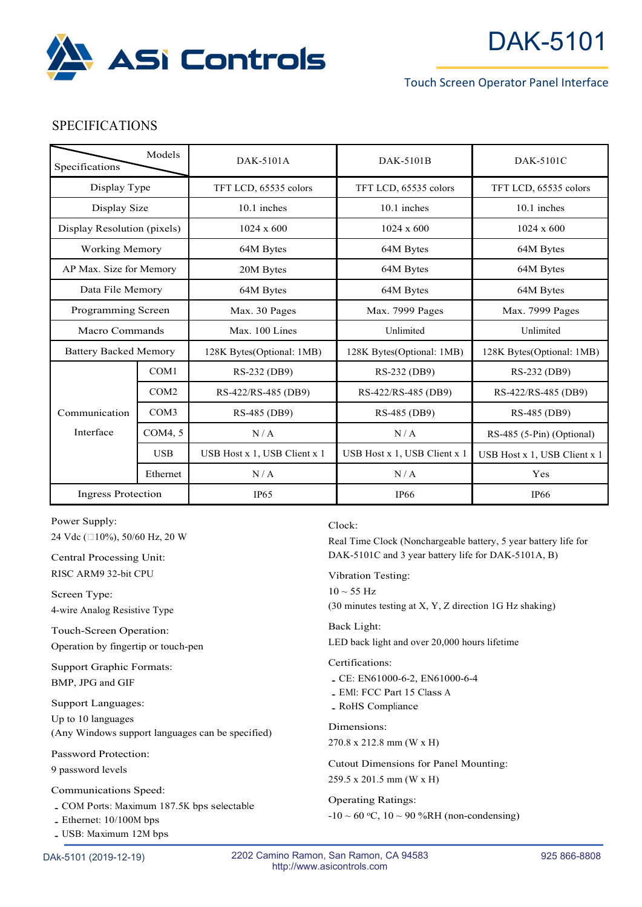# DAK-5101

Touch Screen Operator Panel Interface

## SPECIFICATIONS

| Specifications / Models | | DAK-5101A | DAK-5101B | DAK-5101C |
|---|---|---|---|---|
| Display Type | | TFT LCD, 65535 colors | TFT LCD, 65535 colors | TFT LCD, 65535 colors |
| Display Size | | 10.1 inches | 10.1 inches | 10.1 inches |
| Display Resolution (pixels) | | 1024 x 600 | 1024 x 600 | 1024 x 600 |
| Working Memory | | 64M Bytes | 64M Bytes | 64M Bytes |
| AP Max. Size for Memory | | 20M Bytes | 64M Bytes | 64M Bytes |
| Data File Memory | | 64M Bytes | 64M Bytes | 64M Bytes |
| Programming Screen | | Max. 30 Pages | Max. 7999 Pages | Max. 7999 Pages |
| Macro Commands | | Max. 100 Lines | Unlimited | Unlimited |
| Battery Backed Memory | | 128K Bytes(Optional: 1MB) | 128K Bytes(Optional: 1MB) | 128K Bytes(Optional: 1MB) |
| Communication Interface | COM1 | RS-232 (DB9) | RS-232 (DB9) | RS-232 (DB9) |
| | COM2 | RS-422/RS-485 (DB9) | RS-422/RS-485 (DB9) | RS-422/RS-485 (DB9) |
| | COM3 | RS-485 (DB9) | RS-485 (DB9) | RS-485 (DB9) |
| | COM4, 5 | N / A | N / A | RS-485 (5-Pin) (Optional) |
| | USB | USB Host x 1, USB Client x 1 | USB Host x 1, USB Client x 1 | USB Host x 1, USB Client x 1 |
| | Ethernet | N / A | N / A | Yes |
| Ingress Protection | | IP65 | IP66 | IP66 |

Power Supply:
24 Vdc (□10%), 50/60 Hz, 20 W

Central Processing Unit:
RISC ARM9 32-bit CPU

Screen Type:
4-wire Analog Resistive Type

Touch-Screen Operation:
Operation by fingertip or touch-pen

Support Graphic Formats:
BMP, JPG and GIF

Support Languages:
Up to 10 languages
(Any Windows support languages can be specified)

Password Protection:
9 password levels

Communications Speed:
- COM Ports: Maximum 187.5K bps selectable
- Ethernet: 10/100M bps
- USB: Maximum 12M bps

Clock:
Real Time Clock (Nonchargeable battery, 5 year battery life for DAK-5101C and 3 year battery life for DAK-5101A, B)

Vibration Testing:
10 ~ 55 Hz
(30 minutes testing at X, Y, Z direction 1G Hz shaking)

Back Light:
LED back light and over 20,000 hours lifetime

Certifications:
- CE: EN61000-6-2, EN61000-6-4
- EMI: FCC Part 15 Class A
- RoHS Compliance

Dimensions:
270.8 x 212.8 mm (W x H)

Cutout Dimensions for Panel Mounting:
259.5 x 201.5 mm (W x H)

Operating Ratings:
-10 ~ 60 $^{o}$C, 10 ~ 90 %RH (non-condensing)

DAk-5101 (2019-12-19) 2202 Camino Ramon, San Ramon, CA 94583 http://www.asicontrols.com 925 866-8808